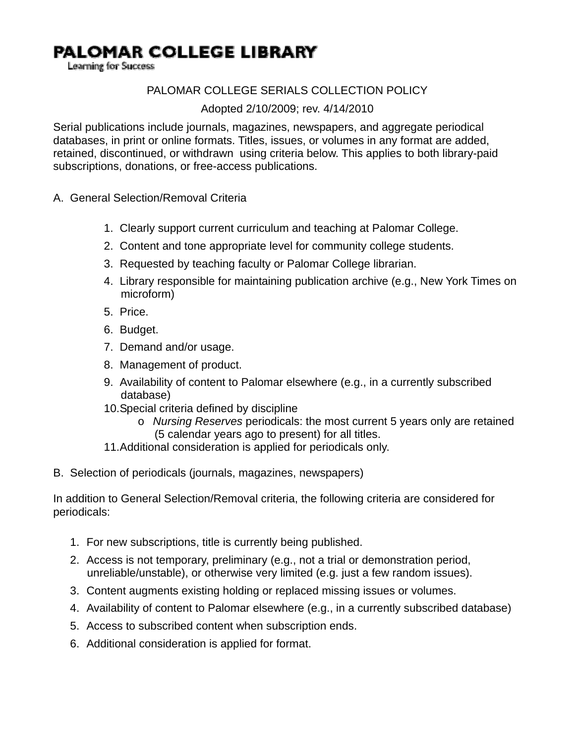**PALOMAR COLLEGE LIBRARY**
Learning for Success

# PALOMAR COLLEGE SERIALS COLLECTION POLICY

Adopted 2/10/2009; rev. 4/14/2010

Serial publications include journals, magazines, newspapers, and aggregate periodical databases, in print or online formats. Titles, issues, or volumes in any format are added, retained, discontinued, or withdrawn using criteria below. This applies to both library-paid subscriptions, donations, or free-access publications.

## A. General Selection/Removal Criteria

1. Clearly support current curriculum and teaching at Palomar College.
2. Content and tone appropriate level for community college students.
3. Requested by teaching faculty or Palomar College librarian.
4. Library responsible for maintaining publication archive (e.g., New York Times on microform)
5. Price.
6. Budget.
7. Demand and/or usage.
8. Management of product.
9. Availability of content to Palomar elsewhere (e.g., in a currently subscribed database)
10. Special criteria defined by discipline
    - *Nursing Reserves* periodicals: the most current 5 years only are retained (5 calendar years ago to present) for all titles.
11. Additional consideration is applied for periodicals only.

## B. Selection of periodicals (journals, magazines, newspapers)

In addition to General Selection/Removal criteria, the following criteria are considered for periodicals:

1. For new subscriptions, title is currently being published.
2. Access is not temporary, preliminary (e.g., not a trial or demonstration period, unreliable/unstable), or otherwise very limited (e.g. just a few random issues).
3. Content augments existing holding or replaced missing issues or volumes.
4. Availability of content to Palomar elsewhere (e.g., in a currently subscribed database)
5. Access to subscribed content when subscription ends.
6. Additional consideration is applied for format.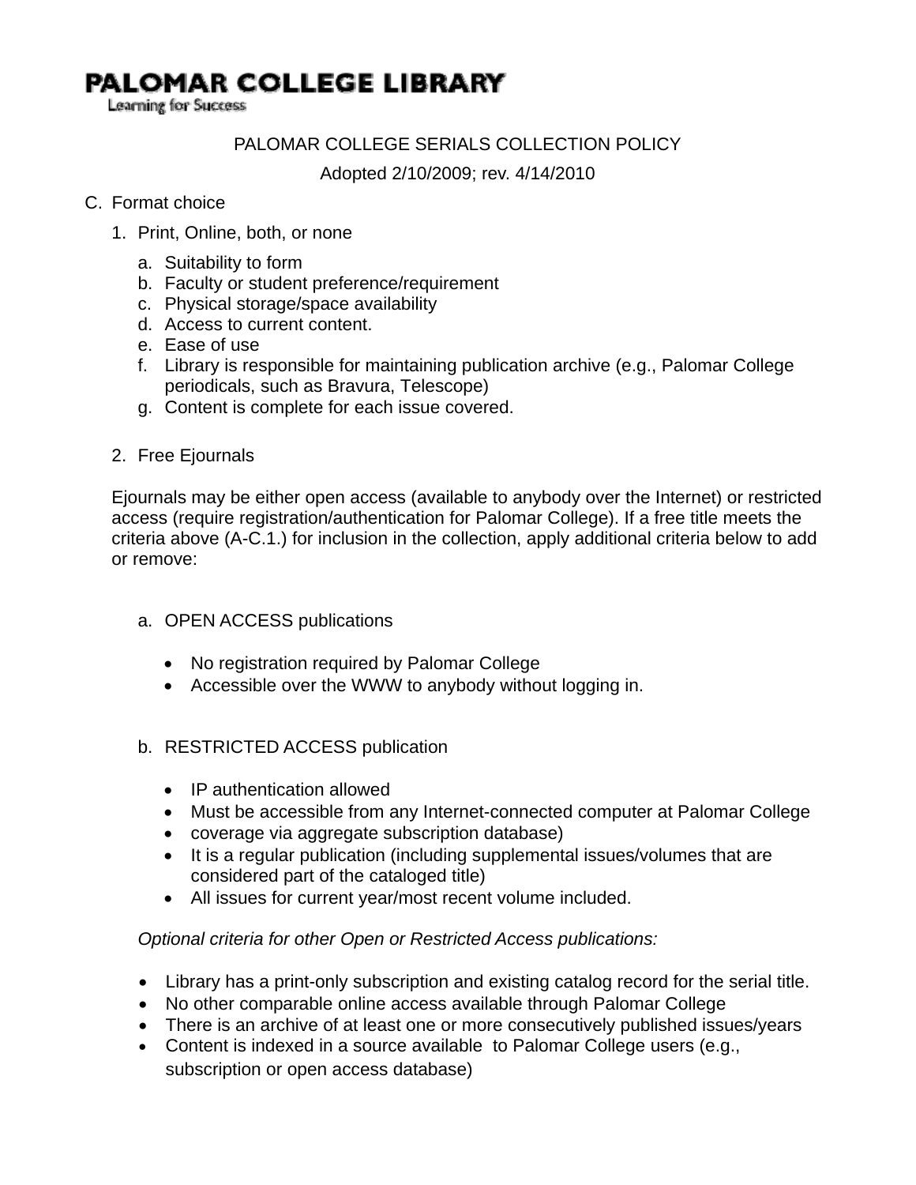**PALOMAR COLLEGE LIBRARY**
Learning for Success

PALOMAR COLLEGE SERIALS COLLECTION POLICY

Adopted 2/10/2009; rev. 4/14/2010

C. Format choice

1. Print, Online, both, or none
   a. Suitability to form
   b. Faculty or student preference/requirement
   c. Physical storage/space availability
   d. Access to current content.
   e. Ease of use
   f. Library is responsible for maintaining publication archive (e.g., Palomar College periodicals, such as Bravura, Telescope)
   g. Content is complete for each issue covered.

2. Free Ejournals

   Ejournals may be either open access (available to anybody over the Internet) or restricted access (require registration/authentication for Palomar College). If a free title meets the criteria above (A-C.1.) for inclusion in the collection, apply additional criteria below to add or remove:

   a. OPEN ACCESS publications
      - No registration required by Palomar College
      - Accessible over the WWW to anybody without logging in.

   b. RESTRICTED ACCESS publication
      - IP authentication allowed
      - Must be accessible from any Internet-connected computer at Palomar College
      - coverage via aggregate subscription database)
      - It is a regular publication (including supplemental issues/volumes that are considered part of the cataloged title)
      - All issues for current year/most recent volume included.

   *Optional criteria for other Open or Restricted Access publications:*

   - Library has a print-only subscription and existing catalog record for the serial title.
   - No other comparable online access available through Palomar College
   - There is an archive of at least one or more consecutively published issues/years
   - Content is indexed in a source available to Palomar College users (e.g., subscription or open access database)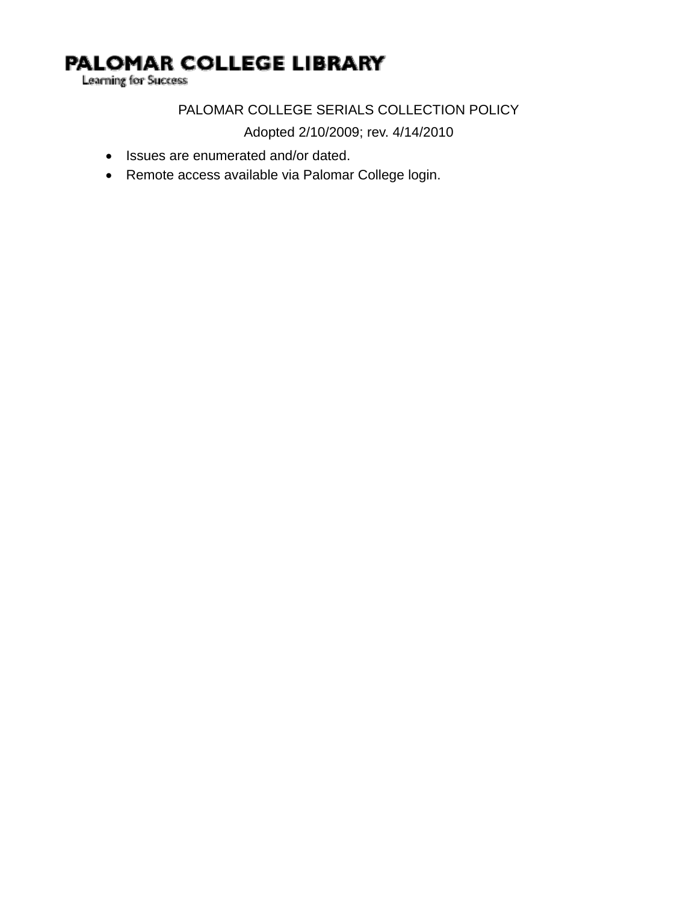- Issues are enumerated and/or dated.
- Remote access available via Palomar College login.